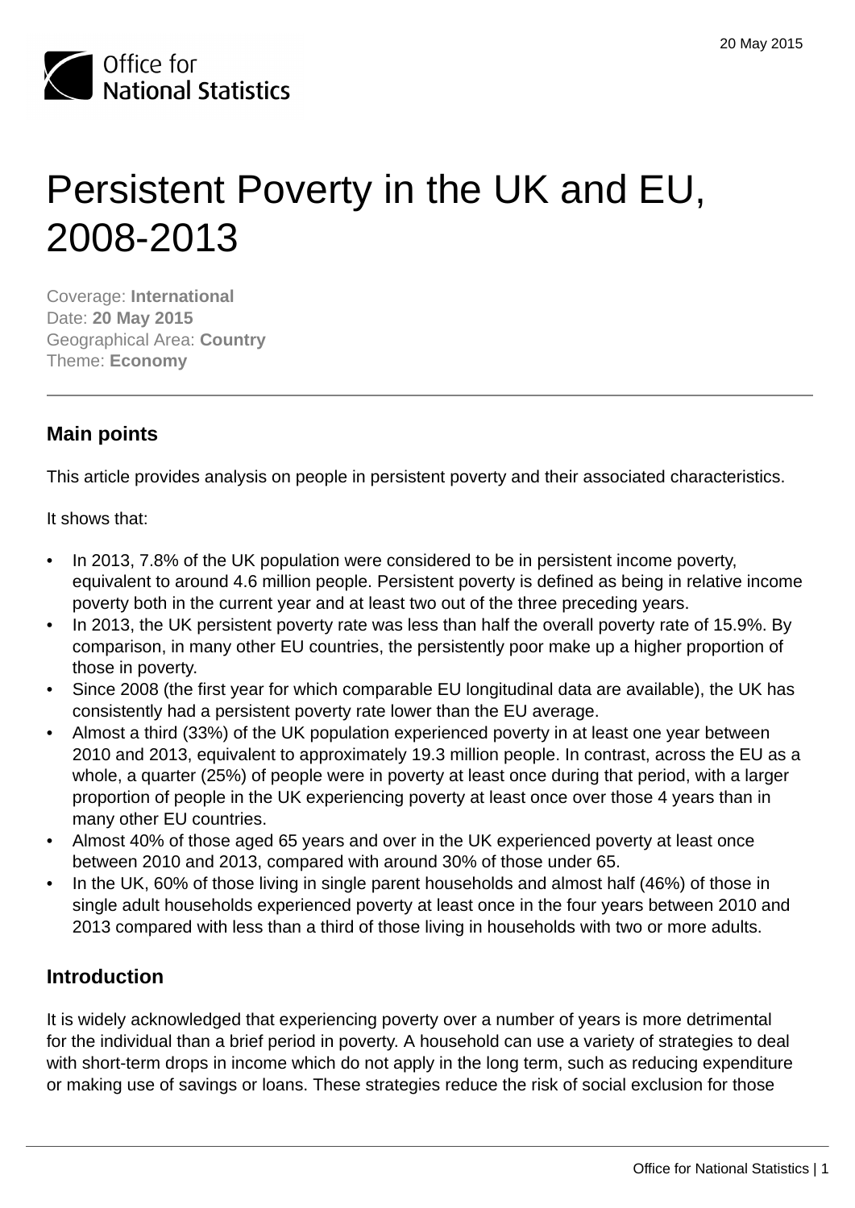# Persistent Poverty in the UK and EU, 2008-2013

Coverage: **International**
Date: **20 May 2015**
Geographical Area: **Country**
Theme: **Economy**

## Main points

This article provides analysis on people in persistent poverty and their associated characteristics.

It shows that:

- In 2013, 7.8% of the UK population were considered to be in persistent income poverty, equivalent to around 4.6 million people. Persistent poverty is defined as being in relative income poverty both in the current year and at least two out of the three preceding years.
- In 2013, the UK persistent poverty rate was less than half the overall poverty rate of 15.9%. By comparison, in many other EU countries, the persistently poor make up a higher proportion of those in poverty.
- Since 2008 (the first year for which comparable EU longitudinal data are available), the UK has consistently had a persistent poverty rate lower than the EU average.
- Almost a third (33%) of the UK population experienced poverty in at least one year between 2010 and 2013, equivalent to approximately 19.3 million people. In contrast, across the EU as a whole, a quarter (25%) of people were in poverty at least once during that period, with a larger proportion of people in the UK experiencing poverty at least once over those 4 years than in many other EU countries.
- Almost 40% of those aged 65 years and over in the UK experienced poverty at least once between 2010 and 2013, compared with around 30% of those under 65.
- In the UK, 60% of those living in single parent households and almost half (46%) of those in single adult households experienced poverty at least once in the four years between 2010 and 2013 compared with less than a third of those living in households with two or more adults.

## Introduction

It is widely acknowledged that experiencing poverty over a number of years is more detrimental for the individual than a brief period in poverty. A household can use a variety of strategies to deal with short-term drops in income which do not apply in the long term, such as reducing expenditure or making use of savings or loans. These strategies reduce the risk of social exclusion for those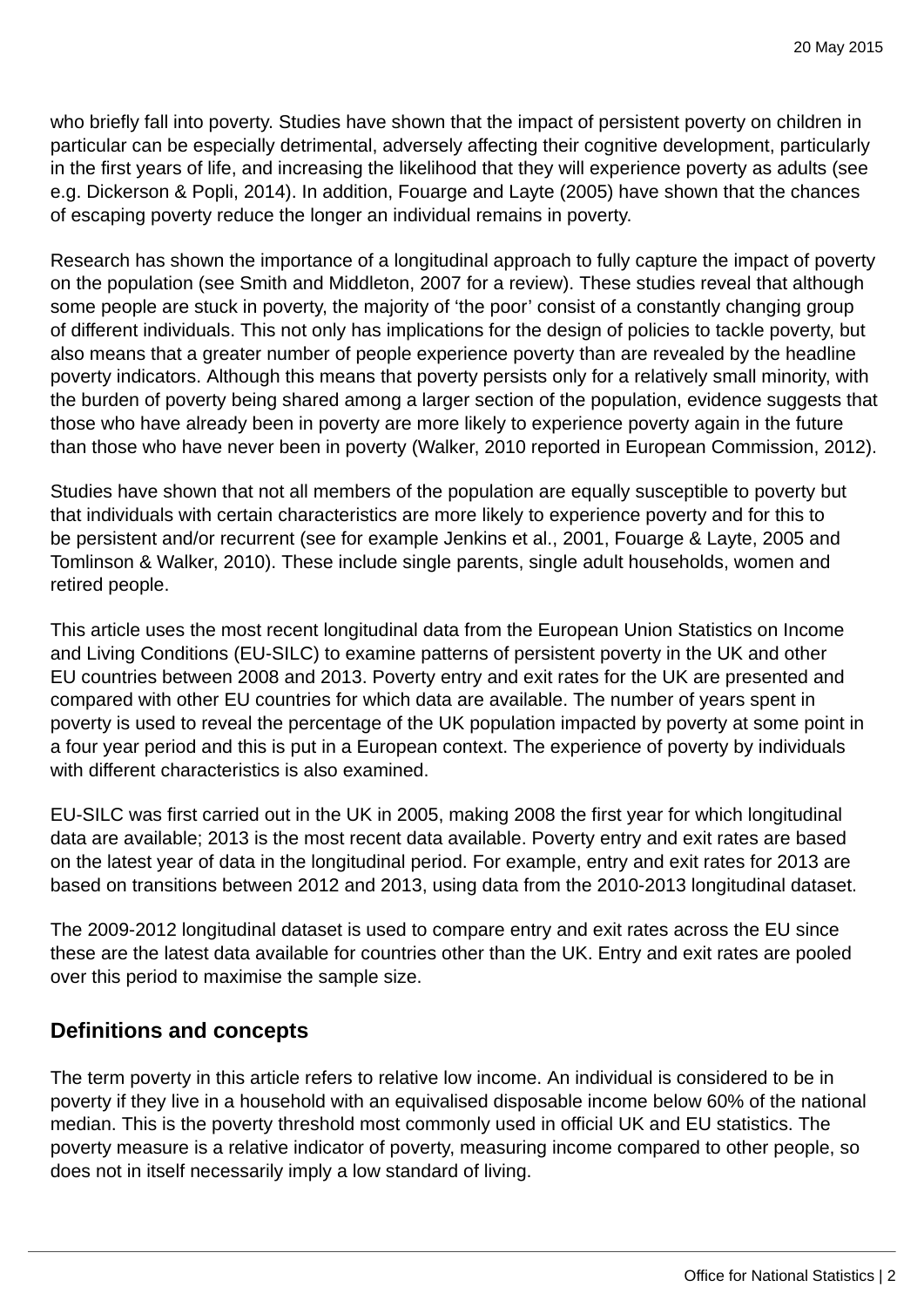who briefly fall into poverty. Studies have shown that the impact of persistent poverty on children in particular can be especially detrimental, adversely affecting their cognitive development, particularly in the first years of life, and increasing the likelihood that they will experience poverty as adults (see e.g. Dickerson & Popli, 2014). In addition, Fouarge and Layte (2005) have shown that the chances of escaping poverty reduce the longer an individual remains in poverty.

Research has shown the importance of a longitudinal approach to fully capture the impact of poverty on the population (see Smith and Middleton, 2007 for a review). These studies reveal that although some people are stuck in poverty, the majority of 'the poor' consist of a constantly changing group of different individuals. This not only has implications for the design of policies to tackle poverty, but also means that a greater number of people experience poverty than are revealed by the headline poverty indicators. Although this means that poverty persists only for a relatively small minority, with the burden of poverty being shared among a larger section of the population, evidence suggests that those who have already been in poverty are more likely to experience poverty again in the future than those who have never been in poverty (Walker, 2010 reported in European Commission, 2012).

Studies have shown that not all members of the population are equally susceptible to poverty but that individuals with certain characteristics are more likely to experience poverty and for this to be persistent and/or recurrent (see for example Jenkins et al., 2001, Fouarge & Layte, 2005 and Tomlinson & Walker, 2010). These include single parents, single adult households, women and retired people.

This article uses the most recent longitudinal data from the European Union Statistics on Income and Living Conditions (EU-SILC) to examine patterns of persistent poverty in the UK and other EU countries between 2008 and 2013. Poverty entry and exit rates for the UK are presented and compared with other EU countries for which data are available. The number of years spent in poverty is used to reveal the percentage of the UK population impacted by poverty at some point in a four year period and this is put in a European context. The experience of poverty by individuals with different characteristics is also examined.

EU-SILC was first carried out in the UK in 2005, making 2008 the first year for which longitudinal data are available; 2013 is the most recent data available. Poverty entry and exit rates are based on the latest year of data in the longitudinal period. For example, entry and exit rates for 2013 are based on transitions between 2012 and 2013, using data from the 2010-2013 longitudinal dataset.

The 2009-2012 longitudinal dataset is used to compare entry and exit rates across the EU since these are the latest data available for countries other than the UK. Entry and exit rates are pooled over this period to maximise the sample size.

## Definitions and concepts

The term poverty in this article refers to relative low income. An individual is considered to be in poverty if they live in a household with an equivalised disposable income below 60% of the national median. This is the poverty threshold most commonly used in official UK and EU statistics. The poverty measure is a relative indicator of poverty, measuring income compared to other people, so does not in itself necessarily imply a low standard of living.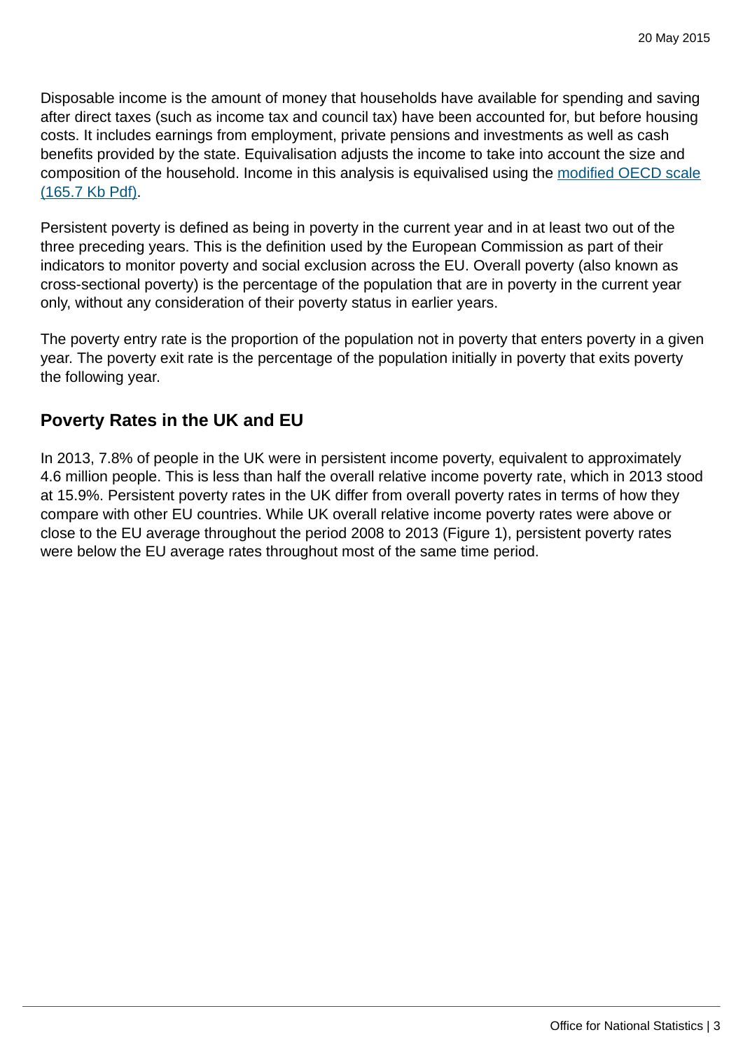Disposable income is the amount of money that households have available for spending and saving after direct taxes (such as income tax and council tax) have been accounted for, but before housing costs. It includes earnings from employment, private pensions and investments as well as cash benefits provided by the state. Equivalisation adjusts the income to take into account the size and composition of the household. Income in this analysis is equivalised using the [modified OECD scale (165.7 Kb Pdf)](#).

Persistent poverty is defined as being in poverty in the current year and in at least two out of the three preceding years. This is the definition used by the European Commission as part of their indicators to monitor poverty and social exclusion across the EU. Overall poverty (also known as cross-sectional poverty) is the percentage of the population that are in poverty in the current year only, without any consideration of their poverty status in earlier years.

The poverty entry rate is the proportion of the population not in poverty that enters poverty in a given year. The poverty exit rate is the percentage of the population initially in poverty that exits poverty the following year.

## Poverty Rates in the UK and EU

In 2013, 7.8% of people in the UK were in persistent income poverty, equivalent to approximately 4.6 million people. This is less than half the overall relative income poverty rate, which in 2013 stood at 15.9%. Persistent poverty rates in the UK differ from overall poverty rates in terms of how they compare with other EU countries. While UK overall relative income poverty rates were above or close to the EU average throughout the period 2008 to 2013 (Figure 1), persistent poverty rates were below the EU average rates throughout most of the same time period.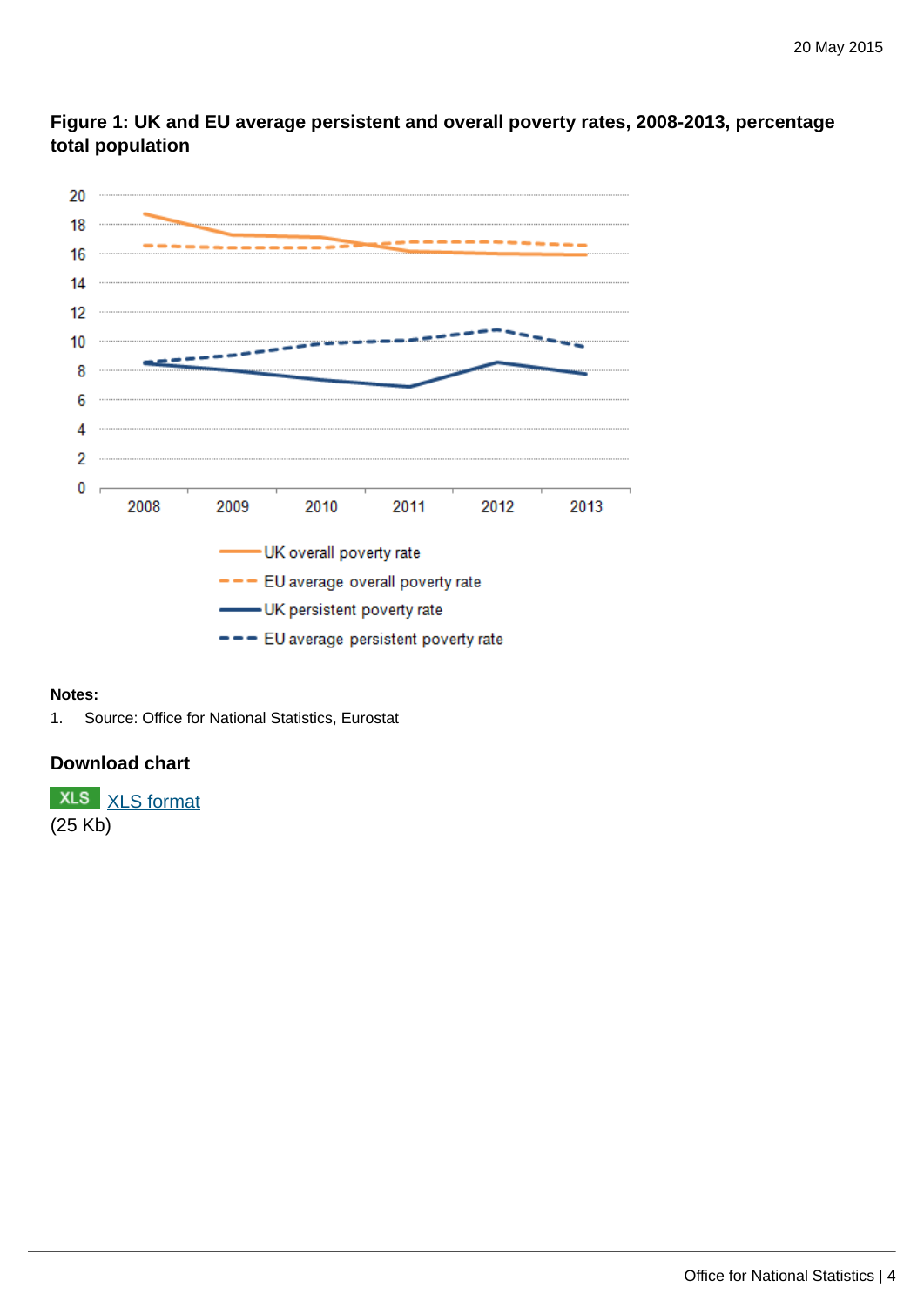**Figure 1: UK and EU average persistent and overall poverty rates, 2008-2013, percentage total population**

**Notes:**

1. Source: Office for National Statistics, Eurostat

### Download chart

XLS [XLS format](#)
(25 Kb)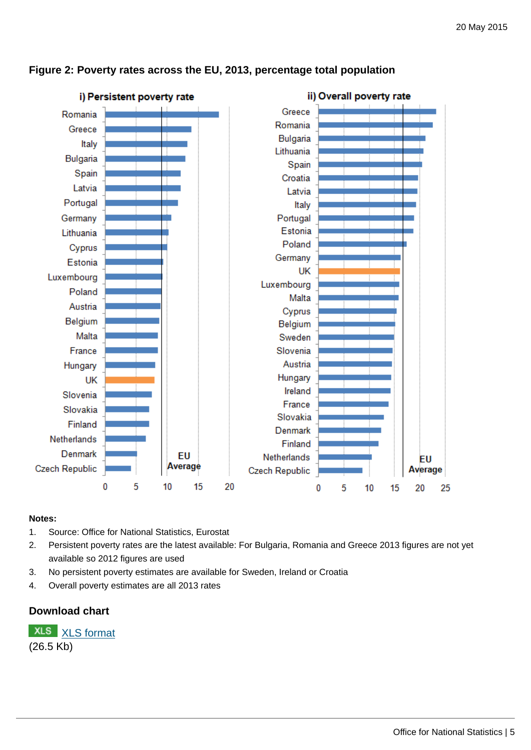**Figure 2: Poverty rates across the EU, 2013, percentage total population**

**i) Persistent poverty rate**

Romania, Greece, Italy, Bulgaria, Spain, Latvia, Portugal, Germany, Lithuania, Cyprus, Estonia, Luxembourg, Poland, Austria, Belgium, Malta, France, Hungary, UK, Slovenia, Slovakia, Finland, Netherlands, Denmark, Czech Republic

EU Average

0 5 10 15 20

**ii) Overall poverty rate**

Greece, Romania, Bulgaria, Lithuania, Spain, Croatia, Latvia, Italy, Portugal, Estonia, Poland, Germany, UK, Luxembourg, Malta, Cyprus, Belgium, Sweden, Slovenia, Austria, Hungary, Ireland, France, Slovakia, Denmark, Finland, Netherlands, Czech Republic

EU Average

0 5 10 15 20 25

**Notes:**

1. Source: Office for National Statistics, Eurostat
2. Persistent poverty rates are the latest available: For Bulgaria, Romania and Greece 2013 figures are not yet available so 2012 figures are used
3. No persistent poverty estimates are available for Sweden, Ireland or Croatia
4. Overall poverty estimates are all 2013 rates

### Download chart

XLS XLS format
(26.5 Kb)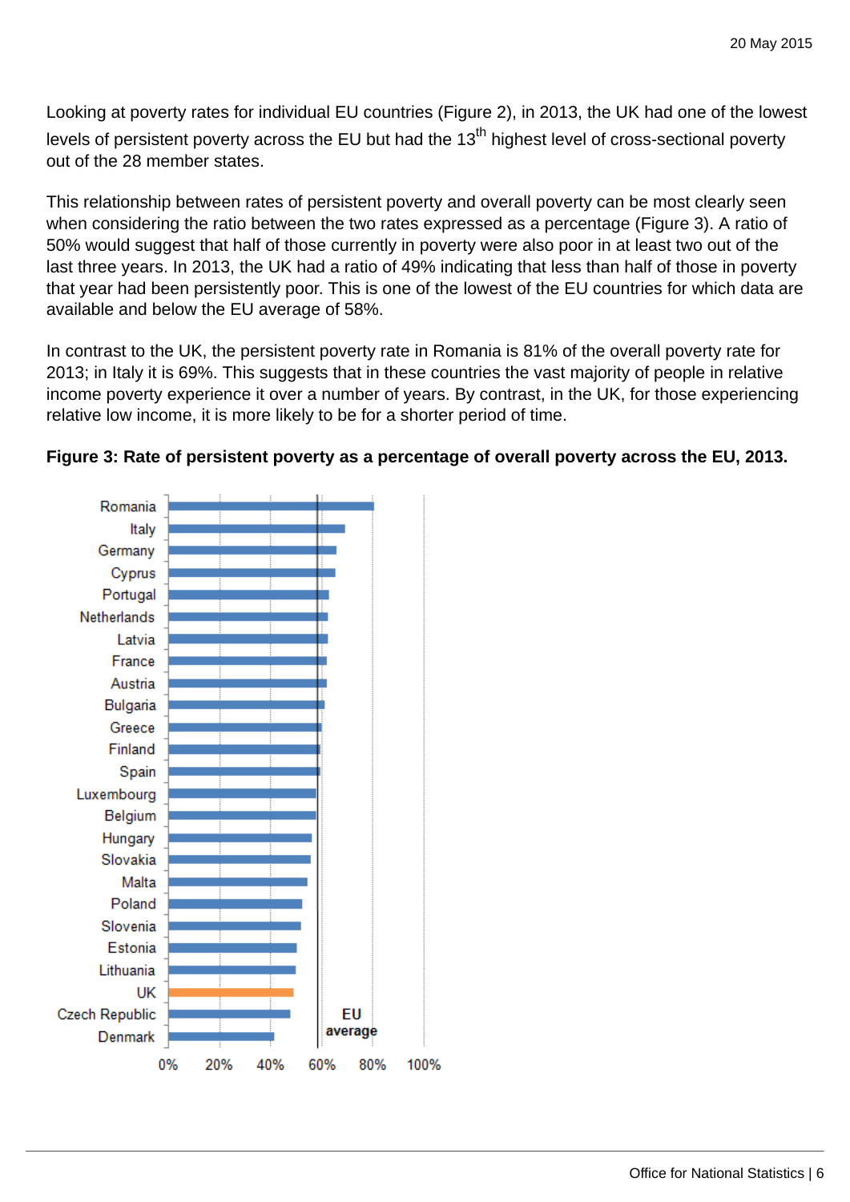Looking at poverty rates for individual EU countries (Figure 2), in 2013, the UK had one of the lowest levels of persistent poverty across the EU but had the 13th highest level of cross-sectional poverty out of the 28 member states.

This relationship between rates of persistent poverty and overall poverty can be most clearly seen when considering the ratio between the two rates expressed as a percentage (Figure 3). A ratio of 50% would suggest that half of those currently in poverty were also poor in at least two out of the last three years. In 2013, the UK had a ratio of 49% indicating that less than half of those in poverty that year had been persistently poor. This is one of the lowest of the EU countries for which data are available and below the EU average of 58%.

In contrast to the UK, the persistent poverty rate in Romania is 81% of the overall poverty rate for 2013; in Italy it is 69%. This suggests that in these countries the vast majority of people in relative income poverty experience it over a number of years. By contrast, in the UK, for those experiencing relative low income, it is more likely to be for a shorter period of time.

**Figure 3: Rate of persistent poverty as a percentage of overall poverty across the EU, 2013.**

Romania, Italy, Germany, Cyprus, Portugal, Netherlands, Latvia, France, Austria, Bulgaria, Greece, Finland, Spain, Luxembourg, Belgium, Hungary, Slovakia, Malta, Poland, Slovenia, Estonia, Lithuania, UK, Czech Republic, Denmark

EU average

0% 20% 40% 60% 80% 100%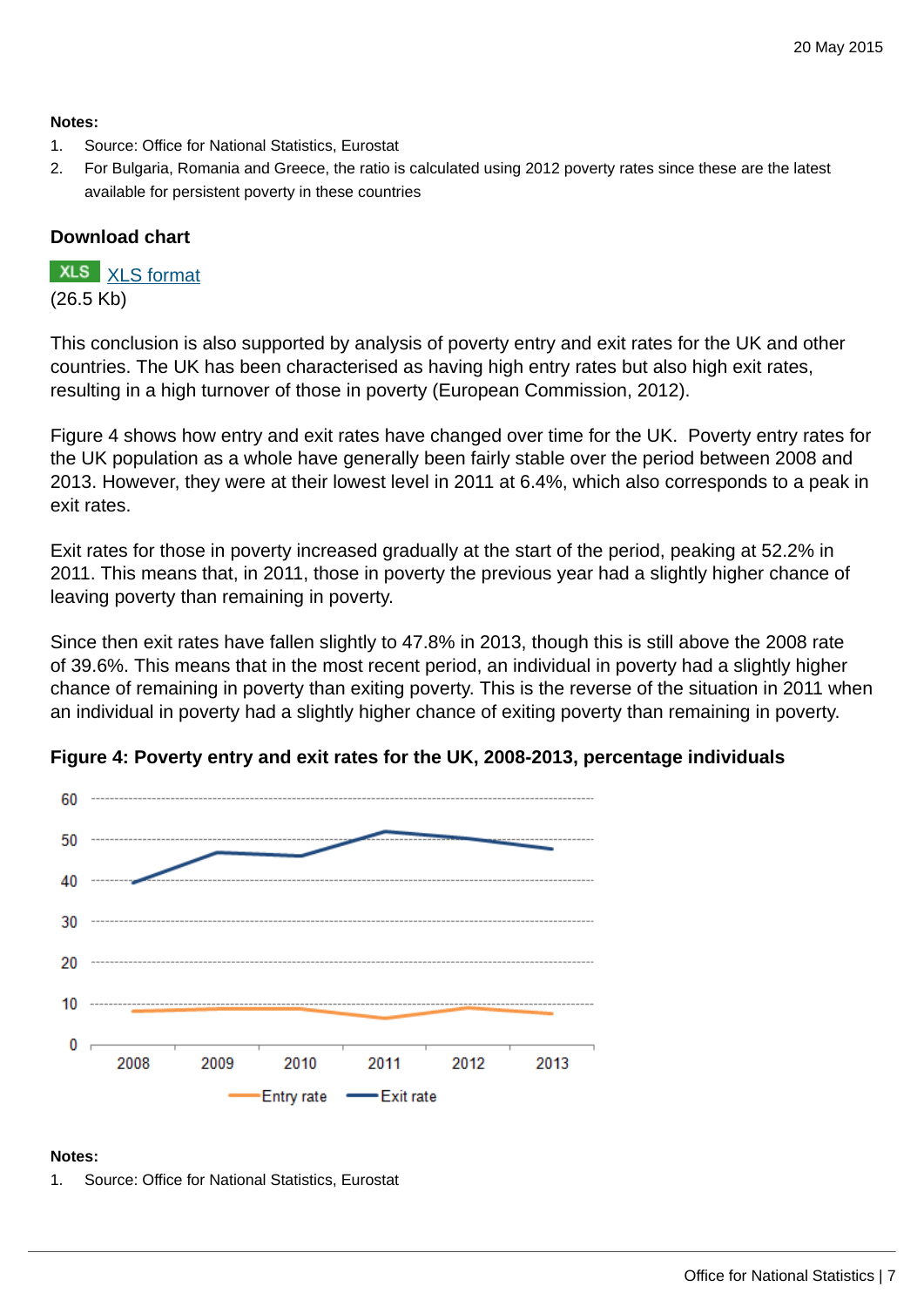**Notes:**

1. Source: Office for National Statistics, Eurostat
2. For Bulgaria, Romania and Greece, the ratio is calculated using 2012 poverty rates since these are the latest available for persistent poverty in these countries

**Download chart**

XLS XLS format
(26.5 Kb)

This conclusion is also supported by analysis of poverty entry and exit rates for the UK and other countries. The UK has been characterised as having high entry rates but also high exit rates, resulting in a high turnover of those in poverty (European Commission, 2012).

Figure 4 shows how entry and exit rates have changed over time for the UK. Poverty entry rates for the UK population as a whole have generally been fairly stable over the period between 2008 and 2013. However, they were at their lowest level in 2011 at 6.4%, which also corresponds to a peak in exit rates.

Exit rates for those in poverty increased gradually at the start of the period, peaking at 52.2% in 2011. This means that, in 2011, those in poverty the previous year had a slightly higher chance of leaving poverty than remaining in poverty.

Since then exit rates have fallen slightly to 47.8% in 2013, though this is still above the 2008 rate of 39.6%. This means that in the most recent period, an individual in poverty had a slightly higher chance of remaining in poverty than exiting poverty. This is the reverse of the situation in 2011 when an individual in poverty had a slightly higher chance of exiting poverty than remaining in poverty.

**Figure 4: Poverty entry and exit rates for the UK, 2008-2013, percentage individuals**

**Notes:**

1. Source: Office for National Statistics, Eurostat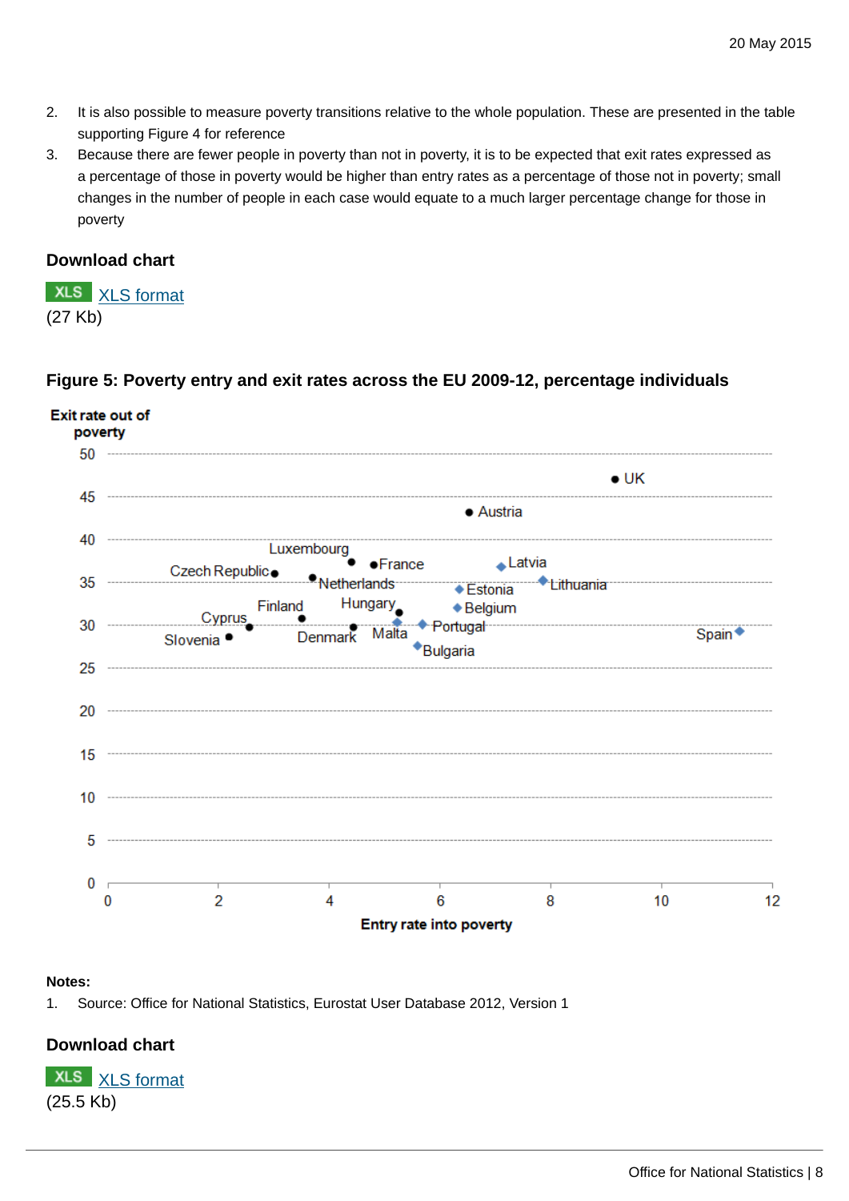2. It is also possible to measure poverty transitions relative to the whole population. These are presented in the table supporting Figure 4 for reference
3. Because there are fewer people in poverty than not in poverty, it is to be expected that exit rates expressed as a percentage of those in poverty would be higher than entry rates as a percentage of those not in poverty; small changes in the number of people in each case would equate to a much larger percentage change for those in poverty

### Download chart

XLS [XLS format](#)
(27 Kb)

### Figure 5: Poverty entry and exit rates across the EU 2009-12, percentage individuals

Exit rate out of poverty

Entry rate into poverty

### Notes:

1. Source: Office for National Statistics, Eurostat User Database 2012, Version 1

### Download chart

XLS [XLS format](#)
(25.5 Kb)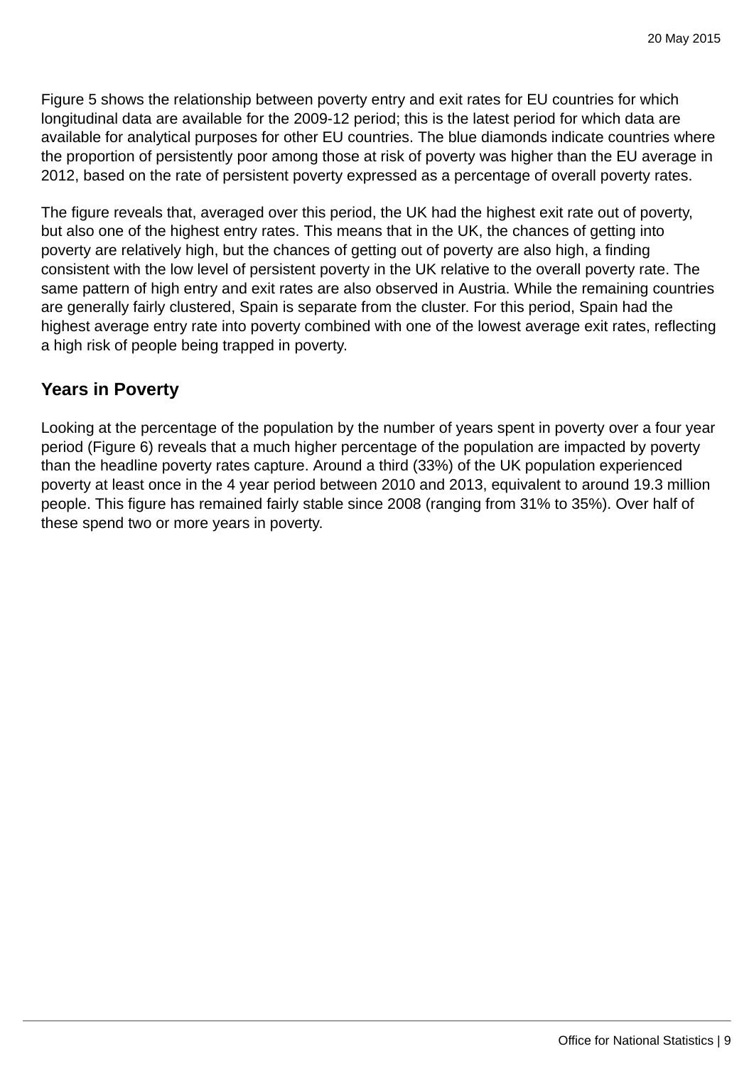Figure 5 shows the relationship between poverty entry and exit rates for EU countries for which longitudinal data are available for the 2009-12 period; this is the latest period for which data are available for analytical purposes for other EU countries. The blue diamonds indicate countries where the proportion of persistently poor among those at risk of poverty was higher than the EU average in 2012, based on the rate of persistent poverty expressed as a percentage of overall poverty rates.

The figure reveals that, averaged over this period, the UK had the highest exit rate out of poverty, but also one of the highest entry rates. This means that in the UK, the chances of getting into poverty are relatively high, but the chances of getting out of poverty are also high, a finding consistent with the low level of persistent poverty in the UK relative to the overall poverty rate. The same pattern of high entry and exit rates are also observed in Austria. While the remaining countries are generally fairly clustered, Spain is separate from the cluster. For this period, Spain had the highest average entry rate into poverty combined with one of the lowest average exit rates, reflecting a high risk of people being trapped in poverty.

## Years in Poverty

Looking at the percentage of the population by the number of years spent in poverty over a four year period (Figure 6) reveals that a much higher percentage of the population are impacted by poverty than the headline poverty rates capture. Around a third (33%) of the UK population experienced poverty at least once in the 4 year period between 2010 and 2013, equivalent to around 19.3 million people. This figure has remained fairly stable since 2008 (ranging from 31% to 35%). Over half of these spend two or more years in poverty.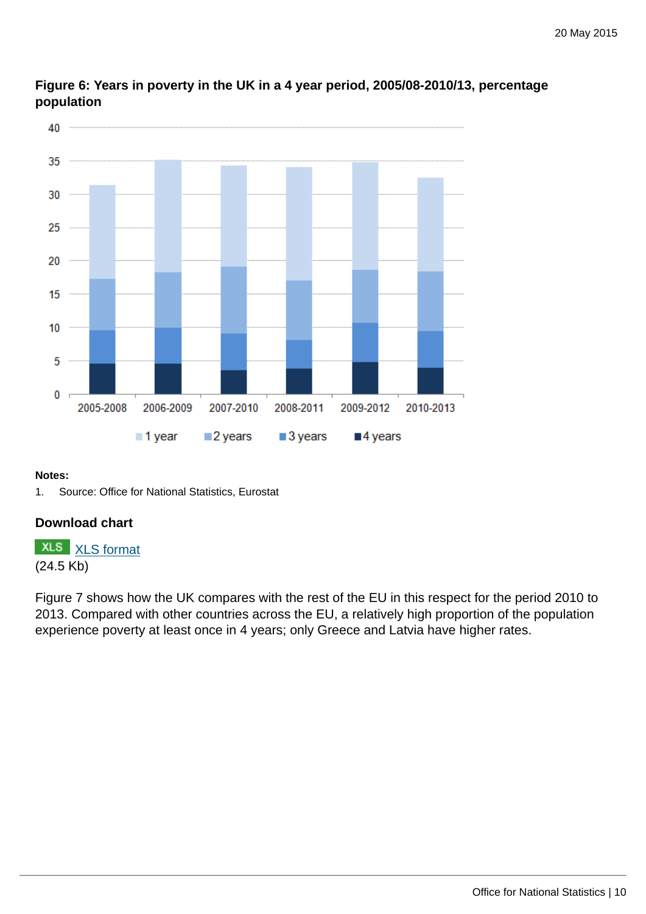**Figure 6: Years in poverty in the UK in a 4 year period, 2005/08-2010/13, percentage population**

**Notes:**

1. Source: Office for National Statistics, Eurostat

### Download chart

XLS [XLS format]
(24.5 Kb)

Figure 7 shows how the UK compares with the rest of the EU in this respect for the period 2010 to 2013. Compared with other countries across the EU, a relatively high proportion of the population experience poverty at least once in 4 years; only Greece and Latvia have higher rates.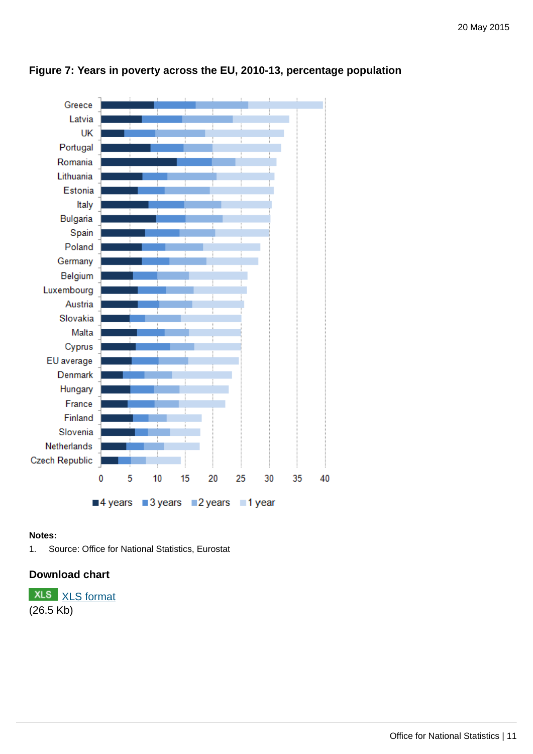### Figure 7: Years in poverty across the EU, 2010-13, percentage population

Greece
Latvia
UK
Portugal
Romania
Lithuania
Estonia
Italy
Bulgaria
Spain
Poland
Germany
Belgium
Luxembourg
Austria
Slovakia
Malta
Cyprus
EU average
Denmark
Hungary
France
Finland
Slovenia
Netherlands
Czech Republic

0 5 10 15 20 25 30 35 40

4 years 3 years 2 years 1 year

**Notes:**

1. Source: Office for National Statistics, Eurostat

### Download chart

XLS XLS format
(26.5 Kb)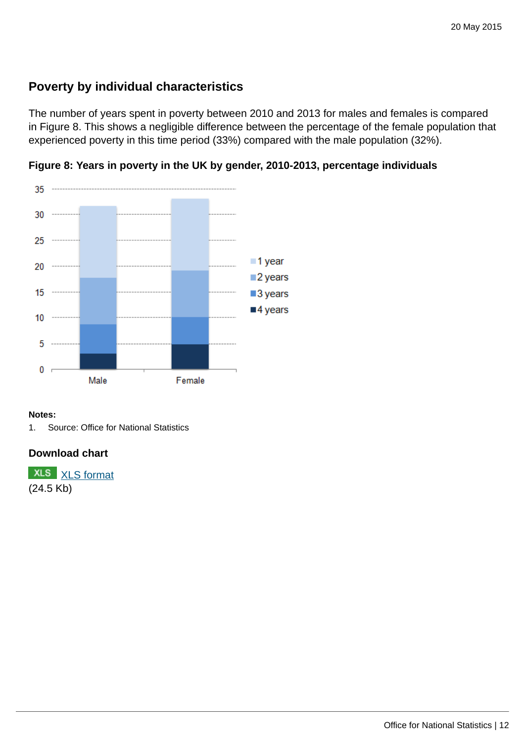## Poverty by individual characteristics

The number of years spent in poverty between 2010 and 2013 for males and females is compared in Figure 8. This shows a negligible difference between the percentage of the female population that experienced poverty in this time period (33%) compared with the male population (32%).

**Figure 8: Years in poverty in the UK by gender, 2010-2013, percentage individuals**

**Notes:**

1. Source: Office for National Statistics

### Download chart

XLS [XLS format](#)
(24.5 Kb)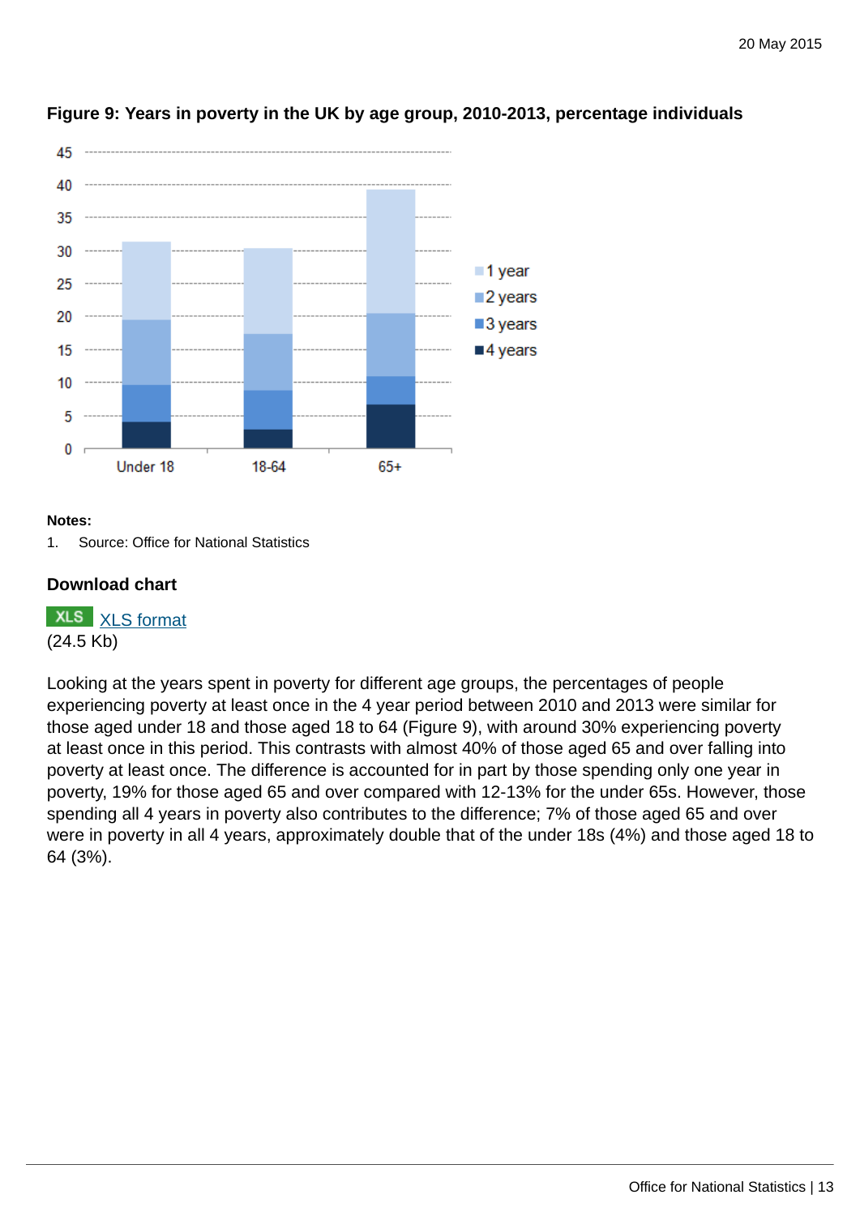**Figure 9: Years in poverty in the UK by age group, 2010-2013, percentage individuals**

**Notes:**

1. Source: Office for National Statistics

**Download chart**

XLS [XLS format](#)
(24.5 Kb)

Looking at the years spent in poverty for different age groups, the percentages of people experiencing poverty at least once in the 4 year period between 2010 and 2013 were similar for those aged under 18 and those aged 18 to 64 (Figure 9), with around 30% experiencing poverty at least once in this period. This contrasts with almost 40% of those aged 65 and over falling into poverty at least once. The difference is accounted for in part by those spending only one year in poverty, 19% for those aged 65 and over compared with 12-13% for the under 65s. However, those spending all 4 years in poverty also contributes to the difference; 7% of those aged 65 and over were in poverty in all 4 years, approximately double that of the under 18s (4%) and those aged 18 to 64 (3%).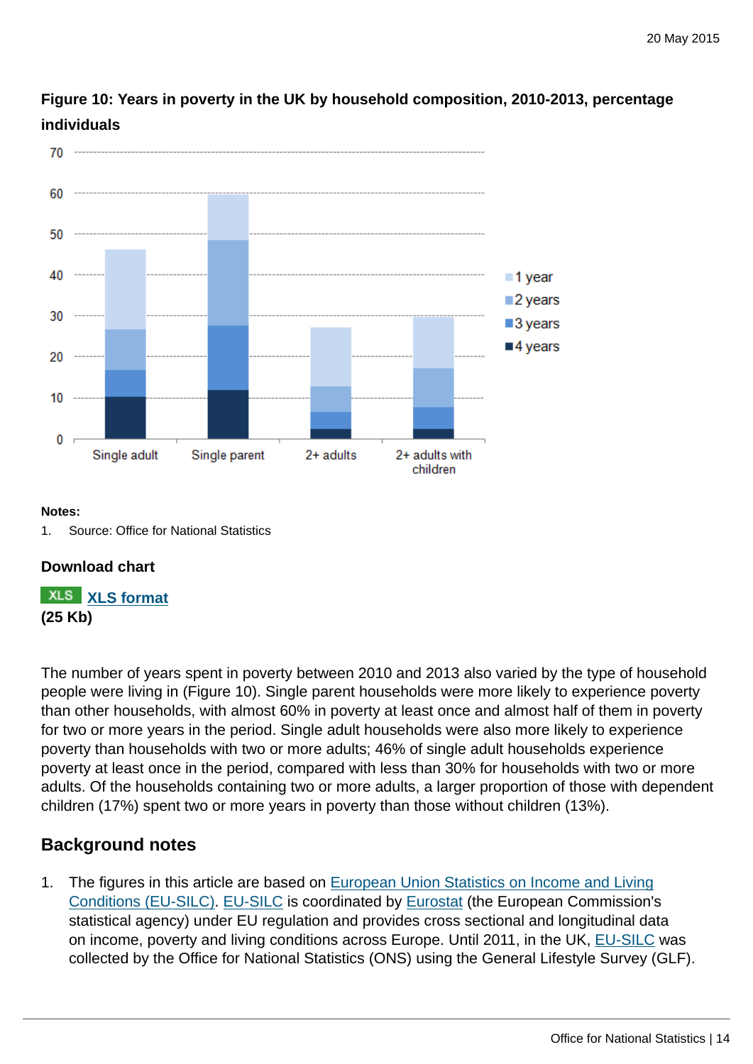**Figure 10: Years in poverty in the UK by household composition, 2010-2013, percentage individuals**

**Notes:**

1. Source: Office for National Statistics

**Download chart**

XLS **XLS format**
**(25 Kb)**

The number of years spent in poverty between 2010 and 2013 also varied by the type of household people were living in (Figure 10). Single parent households were more likely to experience poverty than other households, with almost 60% in poverty at least once and almost half of them in poverty for two or more years in the period. Single adult households were also more likely to experience poverty than households with two or more adults; 46% of single adult households experience poverty at least once in the period, compared with less than 30% for households with two or more adults. Of the households containing two or more adults, a larger proportion of those with dependent children (17%) spent two or more years in poverty than those without children (13%).

## Background notes

1. The figures in this article are based on European Union Statistics on Income and Living Conditions (EU-SILC). EU-SILC is coordinated by Eurostat (the European Commission's statistical agency) under EU regulation and provides cross sectional and longitudinal data on income, poverty and living conditions across Europe. Until 2011, in the UK, EU-SILC was collected by the Office for National Statistics (ONS) using the General Lifestyle Survey (GLF).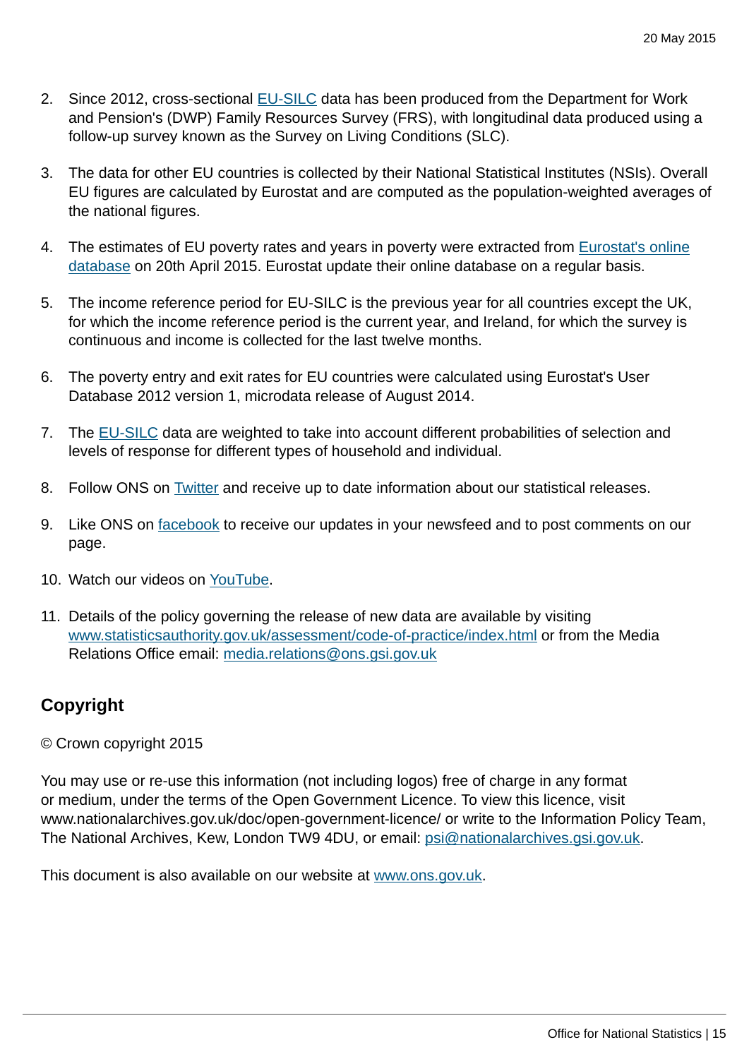2. Since 2012, cross-sectional EU-SILC data has been produced from the Department for Work and Pension's (DWP) Family Resources Survey (FRS), with longitudinal data produced using a follow-up survey known as the Survey on Living Conditions (SLC).

3. The data for other EU countries is collected by their National Statistical Institutes (NSIs). Overall EU figures are calculated by Eurostat and are computed as the population-weighted averages of the national figures.

4. The estimates of EU poverty rates and years in poverty were extracted from Eurostat's online database on 20th April 2015. Eurostat update their online database on a regular basis.

5. The income reference period for EU-SILC is the previous year for all countries except the UK, for which the income reference period is the current year, and Ireland, for which the survey is continuous and income is collected for the last twelve months.

6. The poverty entry and exit rates for EU countries were calculated using Eurostat's User Database 2012 version 1, microdata release of August 2014.

7. The EU-SILC data are weighted to take into account different probabilities of selection and levels of response for different types of household and individual.

8. Follow ONS on Twitter and receive up to date information about our statistical releases.

9. Like ONS on facebook to receive our updates in your newsfeed and to post comments on our page.

10. Watch our videos on YouTube.

11. Details of the policy governing the release of new data are available by visiting www.statisticsauthority.gov.uk/assessment/code-of-practice/index.html or from the Media Relations Office email: media.relations@ons.gsi.gov.uk

## Copyright

© Crown copyright 2015

You may use or re-use this information (not including logos) free of charge in any format or medium, under the terms of the Open Government Licence. To view this licence, visit www.nationalarchives.gov.uk/doc/open-government-licence/ or write to the Information Policy Team, The National Archives, Kew, London TW9 4DU, or email: psi@nationalarchives.gsi.gov.uk.

This document is also available on our website at www.ons.gov.uk.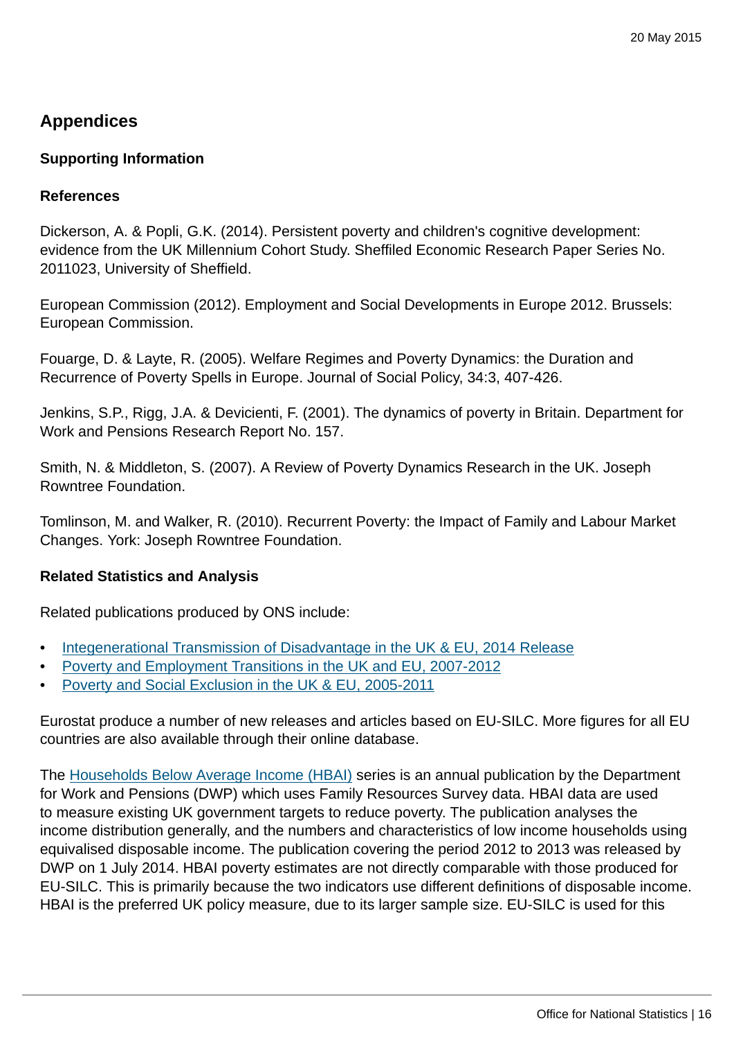## Appendices

### Supporting Information

### References

Dickerson, A. & Popli, G.K. (2014). Persistent poverty and children's cognitive development: evidence from the UK Millennium Cohort Study. Sheffiled Economic Research Paper Series No. 2011023, University of Sheffield.

European Commission (2012). Employment and Social Developments in Europe 2012. Brussels: European Commission.

Fouarge, D. & Layte, R. (2005). Welfare Regimes and Poverty Dynamics: the Duration and Recurrence of Poverty Spells in Europe. Journal of Social Policy, 34:3, 407-426.

Jenkins, S.P., Rigg, J.A. & Devicienti, F. (2001). The dynamics of poverty in Britain. Department for Work and Pensions Research Report No. 157.

Smith, N. & Middleton, S. (2007). A Review of Poverty Dynamics Research in the UK. Joseph Rowntree Foundation.

Tomlinson, M. and Walker, R. (2010). Recurrent Poverty: the Impact of Family and Labour Market Changes. York: Joseph Rowntree Foundation.

### Related Statistics and Analysis

Related publications produced by ONS include:

- Integenerational Transmission of Disadvantage in the UK & EU, 2014 Release
- Poverty and Employment Transitions in the UK and EU, 2007-2012
- Poverty and Social Exclusion in the UK & EU, 2005-2011

Eurostat produce a number of new releases and articles based on EU-SILC. More figures for all EU countries are also available through their online database.

The Households Below Average Income (HBAI) series is an annual publication by the Department for Work and Pensions (DWP) which uses Family Resources Survey data. HBAI data are used to measure existing UK government targets to reduce poverty. The publication analyses the income distribution generally, and the numbers and characteristics of low income households using equivalised disposable income. The publication covering the period 2012 to 2013 was released by DWP on 1 July 2014. HBAI poverty estimates are not directly comparable with those produced for EU-SILC. This is primarily because the two indicators use different definitions of disposable income. HBAI is the preferred UK policy measure, due to its larger sample size. EU-SILC is used for this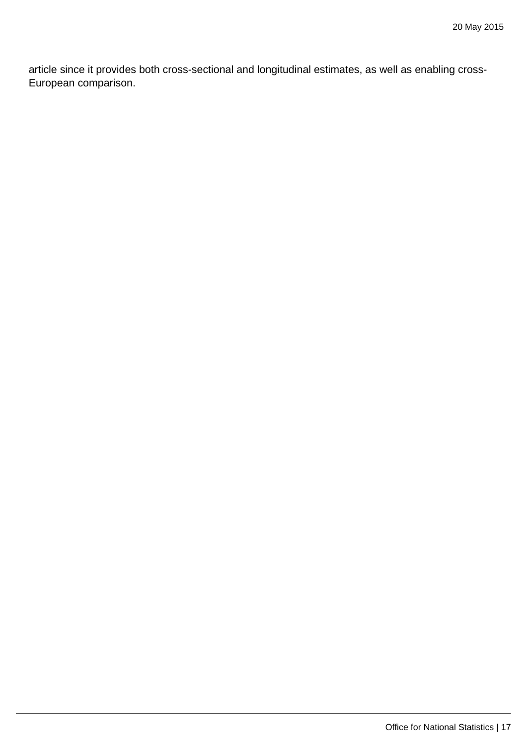article since it provides both cross-sectional and longitudinal estimates, as well as enabling cross-European comparison.